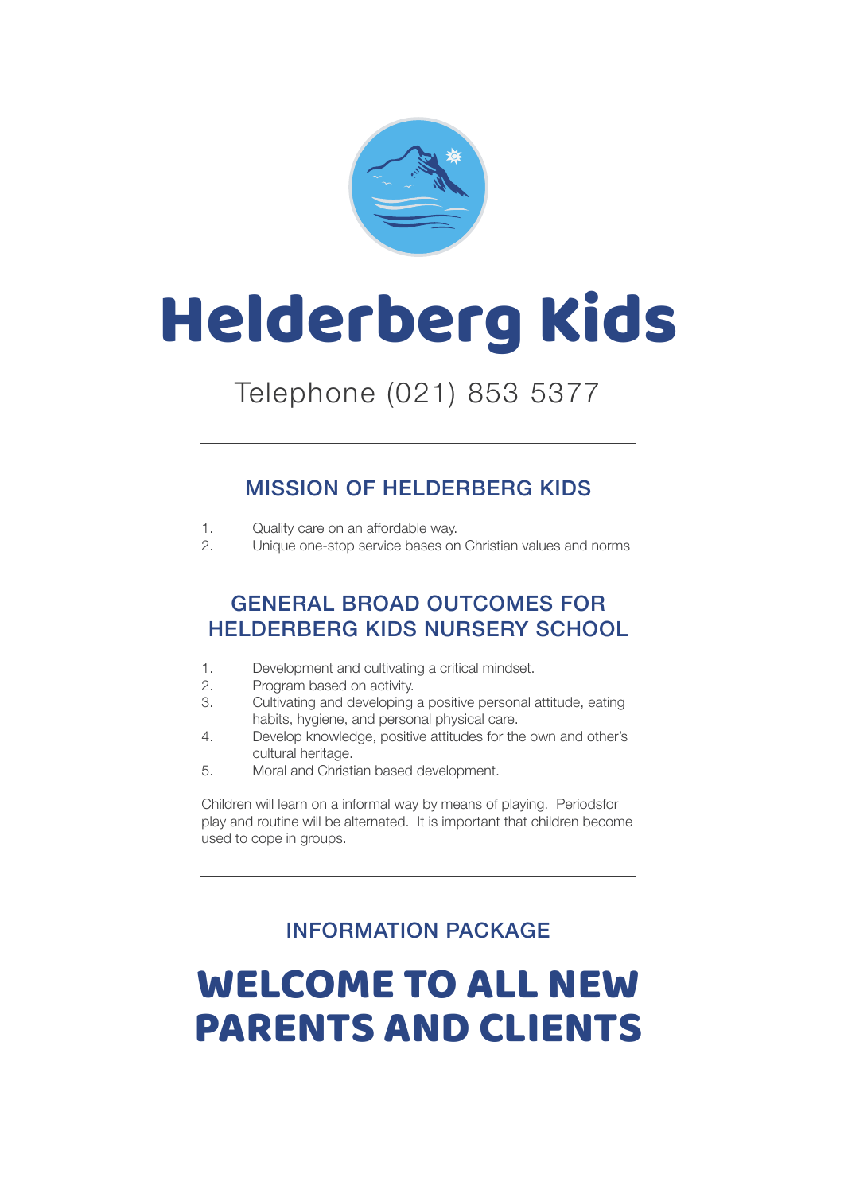# Helderberg Kids

Telephone (021) 853 5377

---

## MISSION OF HELDERBERG KIDS

1. Quality care on an affordable way.
2. Unique one-stop service bases on Christian values and norms

## GENERAL BROAD OUTCOMES FOR HELDERBERG KIDS NURSERY SCHOOL

1. Development and cultivating a critical mindset.
2. Program based on activity.
3. Cultivating and developing a positive personal attitude, eating habits, hygiene, and personal physical care.
4. Develop knowledge, positive attitudes for the own and other's cultural heritage.
5. Moral and Christian based development.

Children will learn on a informal way by means of playing. Periodsfor play and routine will be alternated. It is important that children become used to cope in groups.

---

### INFORMATION PACKAGE

# WELCOME TO ALL NEW PARENTS AND CLIENTS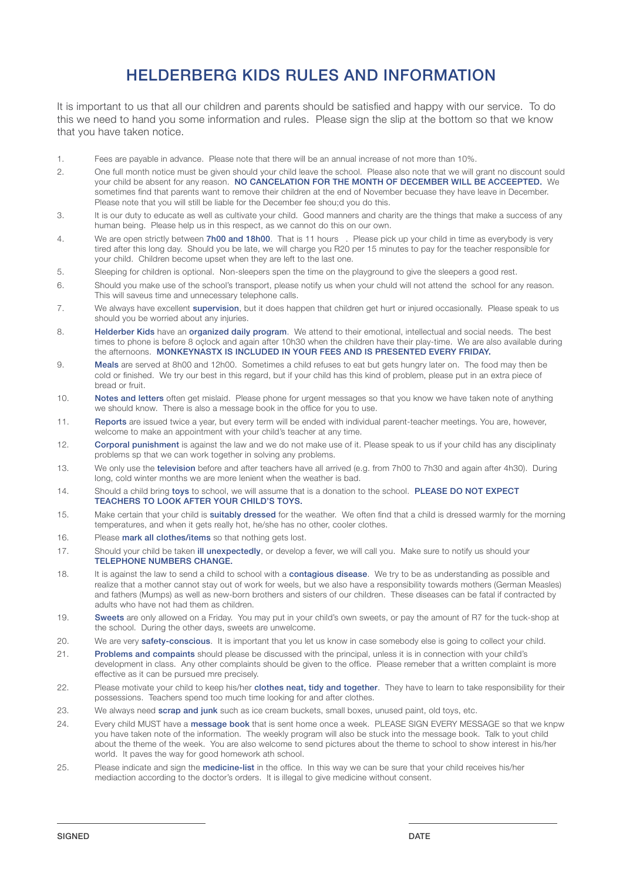# HELDERBERG KIDS RULES AND INFORMATION

It is important to us that all our children and parents should be satisfied and happy with our service. To do this we need to hand you some information and rules. Please sign the slip at the bottom so that we know that you have taken notice.

1. Fees are payable in advance. Please note that there will be an annual increase of not more than 10%.
2. One full month notice must be given should your child leave the school. Please also note that we will grant no discount sould your child be absent for any reason. **NO CANCELATION FOR THE MONTH OF DECEMBER WILL BE ACCEEPTED.** We sometimes find that parents want to remove their children at the end of November becuase they have leave in December. Please note that you will still be liable for the December fee shou;d you do this.
3. It is our duty to educate as well as cultivate your child. Good manners and charity are the things that make a success of any human being. Please help us in this respect, as we cannot do this on our own.
4. We are open strictly between **7h00 and 18h00**. That is 11 hours . Please pick up your child in time as everybody is very tired after this long day. Should you be late, we will charge you R20 per 15 minutes to pay for the teacher responsible for your child. Children become upset when they are left to the last one.
5. Sleeping for children is optional. Non-sleepers spen the time on the playground to give the sleepers a good rest.
6. Should you make use of the school's transport, please notify us when your chuld will not attend the school for any reason. This will saveus time and unnecessary telephone calls.
7. We always have excellent **supervision**, but it does happen that children get hurt or injured occasionally. Please speak to us should you be worried about any injuries.
8. **Helderber Kids** have an **organized daily program**. We attend to their emotional, intellectual and social needs. The best times to phone is before 8 oçlock and again after 10h30 when the children have their play-time. We are also available during the afternoons. **MONKEYNASTX IS INCLUDED IN YOUR FEES AND IS PRESENTED EVERY FRIDAY.**
9. **Meals** are served at 8h00 and 12h00. Sometimes a child refuses to eat but gets hungry later on. The food may then be cold or finished. We try our best in this regard, but if your child has this kind of problem, please put in an extra piece of bread or fruit.
10. **Notes and letters** often get mislaid. Please phone for urgent messages so that you know we have taken note of anything we should know. There is also a message book in the office for you to use.
11. **Reports** are issued twice a year, but every term will be ended with individual parent-teacher meetings. You are, however, welcome to make an appointment with your child's teacher at any time.
12. **Corporal punishment** is against the law and we do not make use of it. Please speak to us if your child has any disciplinaty problems sp that we can work together in solving any problems.
13. We only use the **television** before and after teachers have all arrived (e.g. from 7h00 to 7h30 and again after 4h30). During long, cold winter months we are more lenient when the weather is bad.
14. Should a child bring **toys** to school, we will assume that is a donation to the school. **PLEASE DO NOT EXPECT TEACHERS TO LOOK AFTER YOUR CHILD'S TOYS.**
15. Make certain that your child is **suitably dressed** for the weather. We often find that a child is dressed warmly for the morning temperatures, and when it gets really hot, he/she has no other, cooler clothes.
16. Please **mark all clothes/items** so that nothing gets lost.
17. Should your child be taken **ill unexpectedly**, or develop a fever, we will call you. Make sure to notify us should your **TELEPHONE NUMBERS CHANGE.**
18. It is against the law to send a child to school with a **contagious disease**. We try to be as understanding as possible and realize that a mother cannot stay out of work for weels, but we also have a responsibility towards mothers (German Measles) and fathers (Mumps) as well as new-born brothers and sisters of our children. These diseases can be fatal if contracted by adults who have not had them as children.
19. **Sweets** are only allowed on a Friday. You may put in your child's own sweets, or pay the amount of R7 for the tuck-shop at the school. During the other days, sweets are unwelcome.
20. We are very **safety-conscious**. It is important that you let us know in case somebody else is going to collect your child.
21. **Problems and compaints** should please be discussed with the principal, unless it is in connection with your child's development in class. Any other complaints should be given to the office. Please remeber that a written complaint is more effective as it can be pursued mre precisely.
22. Please motivate your child to keep his/her **clothes neat, tidy and together**. They have to learn to take responsibility for their possessions. Teachers spend too much time looking for and after clothes.
23. We always need **scrap and junk** such as ice cream buckets, small boxes, unused paint, old toys, etc.
24. Every child MUST have a **message book** that is sent home once a week. PLEASE SIGN EVERY MESSAGE so that we knpw you have taken note of the information. The weekly program will also be stuck into the message book. Talk to yout child about the theme of the week. You are also welcome to send pictures about the theme to school to show interest in his/her world. It paves the way for good homework ath school.
25. Please indicate and sign the **medicine-list** in the office. In this way we can be sure that your child receives his/her mediaction according to the doctor's orders. It is illegal to give medicine without consent.

_______________________ &nbsp;&nbsp;&nbsp;&nbsp;&nbsp;&nbsp;&nbsp;&nbsp; _______________________

**SIGNED** &nbsp;&nbsp;&nbsp;&nbsp;&nbsp;&nbsp;&nbsp;&nbsp; **DATE**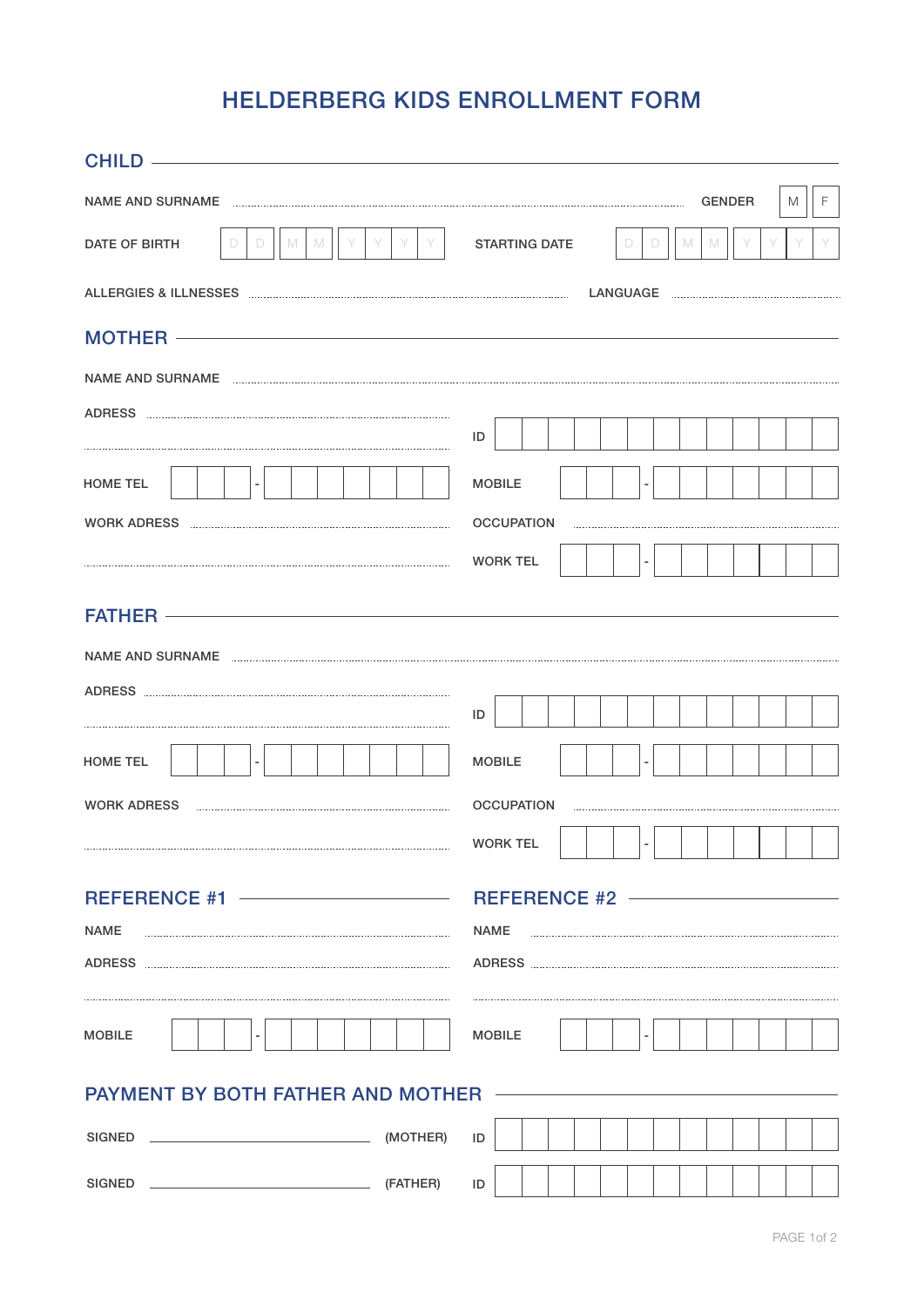# HELDERBERG KIDS ENROLLMENT FORM

## CHILD

NAME AND SURNAME ........................................................................................ GENDER [ M ] [ F ]

DATE OF BIRTH [ D | D ] [ M | M ] [ Y | Y | Y | Y ]   STARTING DATE [ D | D ] [ M | M ] [ Y | Y | Y | Y ]

ALLERGIES & ILLNESSES ........................................................................ LANGUAGE ..........................

## MOTHER

NAME AND SURNAME ........................................................................................

ADRESS ........................................................................

ID [ | | | | | | | | | | | | | ]

HOME TEL [ | | ] - [ | | | | | | | ]   MOBILE [ | | ] - [ | | | | | | | ]

WORK ADRESS ........................................................   OCCUPATION ........................................

WORK TEL [ | | ] - [ | | | | | | | ]

## FATHER

NAME AND SURNAME ........................................................................................

ADRESS ........................................................................

ID [ | | | | | | | | | | | | | ]

HOME TEL [ | | ] - [ | | | | | | | ]   MOBILE [ | | ] - [ | | | | | | | ]

WORK ADRESS ........................................................   OCCUPATION ........................................

WORK TEL [ | | ] - [ | | | | | | | ]

## REFERENCE #1

NAME ........................................................

ADRESS ........................................................

MOBILE [ | | ] - [ | | | | | | | ]

## REFERENCE #2

NAME ........................................................

ADRESS ........................................................

MOBILE [ | | ] - [ | | | | | | | ]

## PAYMENT BY BOTH FATHER AND MOTHER

SIGNED ______________________________ (MOTHER)   ID [ | | | | | | | | | | | | | ]

SIGNED ______________________________ (FATHER)   ID [ | | | | | | | | | | | | | ]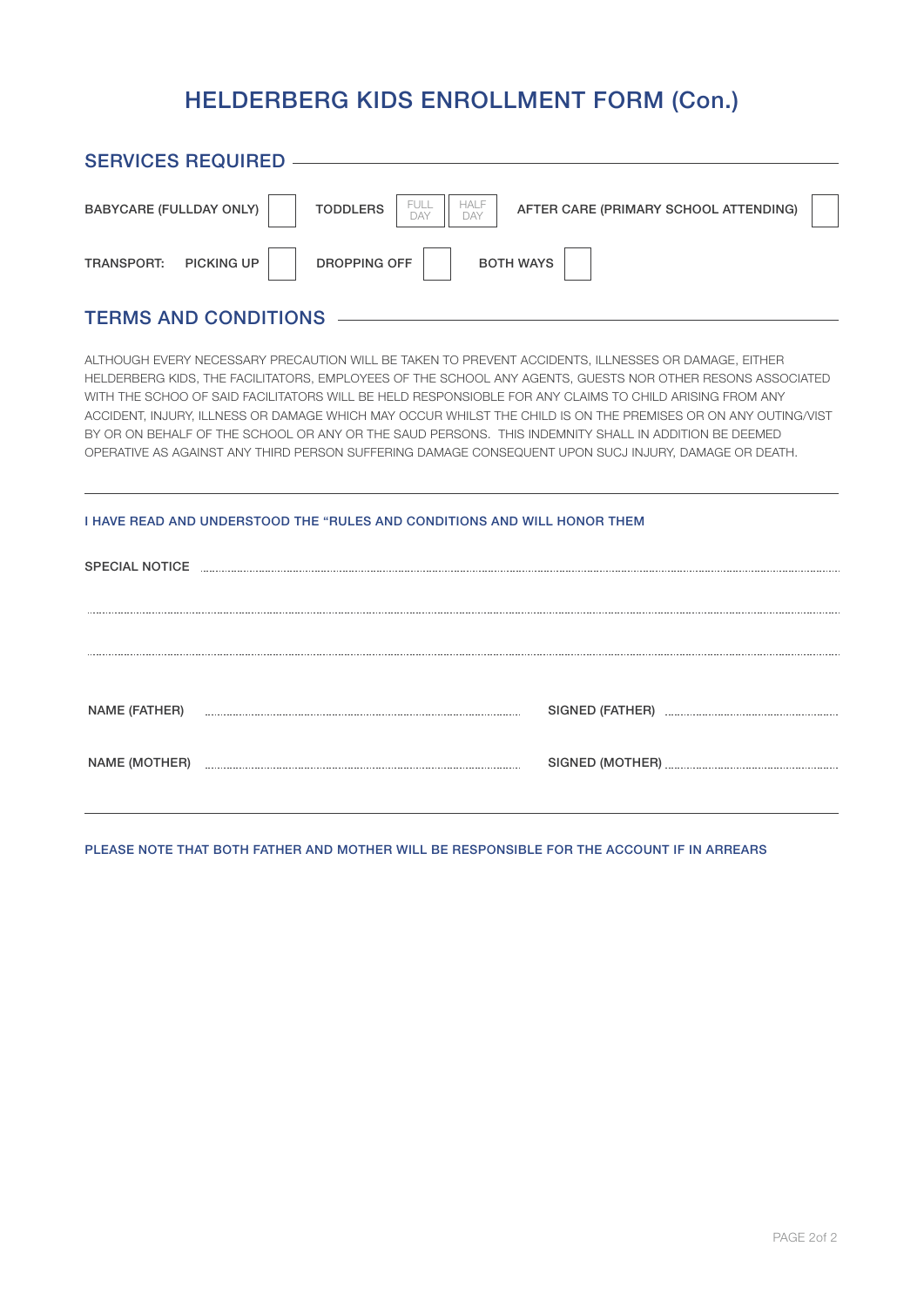# HELDERBERG KIDS ENROLLMENT FORM (Con.)

## SERVICES REQUIRED

BABYCARE (FULLDAY ONLY) ☐    TODDLERS ☐ FULL DAY ☐ HALF DAY    AFTER CARE (PRIMARY SCHOOL ATTENDING) ☐

TRANSPORT:    PICKING UP ☐    DROPPING OFF ☐    BOTH WAYS ☐

## TERMS AND CONDITIONS

ALTHOUGH EVERY NECESSARY PRECAUTION WILL BE TAKEN TO PREVENT ACCIDENTS, ILLNESSES OR DAMAGE, EITHER HELDERBERG KIDS, THE FACILITATORS, EMPLOYEES OF THE SCHOOL ANY AGENTS, GUESTS NOR OTHER RESONS ASSOCIATED WITH THE SCHOO OF SAID FACILITATORS WILL BE HELD RESPONSIOBLE FOR ANY CLAIMS TO CHILD ARISING FROM ANY ACCIDENT, INJURY, ILLNESS OR DAMAGE WHICH MAY OCCUR WHILST THE CHILD IS ON THE PREMISES OR ON ANY OUTING/VIST BY OR ON BEHALF OF THE SCHOOL OR ANY OR THE SAUD PERSONS. THIS INDEMNITY SHALL IN ADDITION BE DEEMED OPERATIVE AS AGAINST ANY THIRD PERSON SUFFERING DAMAGE CONSEQUENT UPON SUCJ INJURY, DAMAGE OR DEATH.

---

**I HAVE READ AND UNDERSTOOD THE "RULES AND CONDITIONS AND WILL HONOR THEM**

SPECIAL NOTICE ............................................................................................................

............................................................................................................................................

............................................................................................................................................

NAME (FATHER) ........................................................    SIGNED (FATHER) ..............................

NAME (MOTHER) ........................................................    SIGNED (MOTHER) ..............................

---

**PLEASE NOTE THAT BOTH FATHER AND MOTHER WILL BE RESPONSIBLE FOR THE ACCOUNT IF IN ARREARS**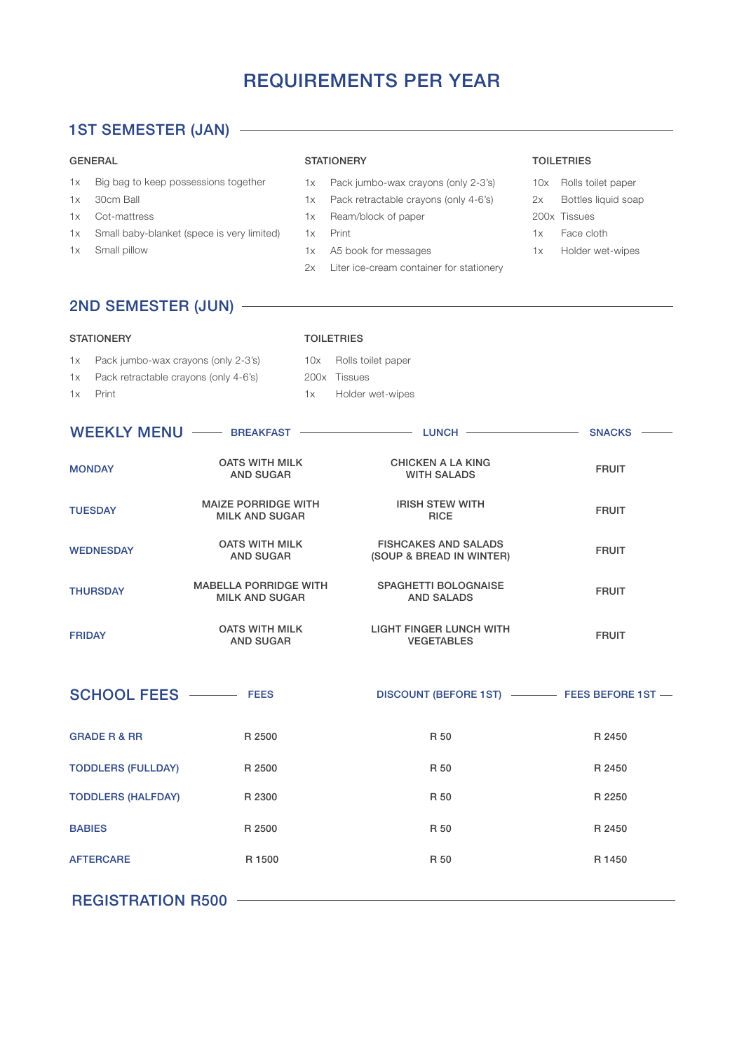# REQUIREMENTS PER YEAR

## 1ST SEMESTER (JAN)

### GENERAL

- 1x Big bag to keep possessions together
- 1x 30cm Ball
- 1x Cot-mattress
- 1x Small baby-blanket (spece is very limited)
- 1x Small pillow

### STATIONERY

- 1x Pack jumbo-wax crayons (only 2-3's)
- 1x Pack retractable crayons (only 4-6's)
- 1x Ream/block of paper
- 1x Print
- 1x A5 book for messages
- 2x Liter ice-cream container for stationery

### TOILETRIES

- 10x Rolls toilet paper
- 2x Bottles liquid soap
- 200x Tissues
- 1x Face cloth
- 1x Holder wet-wipes

## 2ND SEMESTER (JUN)

### STATIONERY

- 1x Pack jumbo-wax crayons (only 2-3's)
- 1x Pack retractable crayons (only 4-6's)
- 1x Print

### TOILETRIES

- 10x Rolls toilet paper
- 200x Tissues
- 1x Holder wet-wipes

## WEEKLY MENU

| | BREAKFAST | LUNCH | SNACKS |
|---|---|---|---|
| MONDAY | OATS WITH MILK AND SUGAR | CHICKEN A LA KING WITH SALADS | FRUIT |
| TUESDAY | MAIZE PORRIDGE WITH MILK AND SUGAR | IRISH STEW WITH RICE | FRUIT |
| WEDNESDAY | OATS WITH MILK AND SUGAR | FISHCAKES AND SALADS (SOUP & BREAD IN WINTER) | FRUIT |
| THURSDAY | MABELLA PORRIDGE WITH MILK AND SUGAR | SPAGHETTI BOLOGNAISE AND SALADS | FRUIT |
| FRIDAY | OATS WITH MILK AND SUGAR | LIGHT FINGER LUNCH WITH VEGETABLES | FRUIT |

## SCHOOL FEES

| | FEES | DISCOUNT (BEFORE 1ST) | FEES BEFORE 1ST |
|---|---|---|---|
| GRADE R & RR | R 2500 | R 50 | R 2450 |
| TODDLERS (FULLDAY) | R 2500 | R 50 | R 2450 |
| TODDLERS (HALFDAY) | R 2300 | R 50 | R 2250 |
| BABIES | R 2500 | R 50 | R 2450 |
| AFTERCARE | R 1500 | R 50 | R 1450 |

## REGISTRATION R500